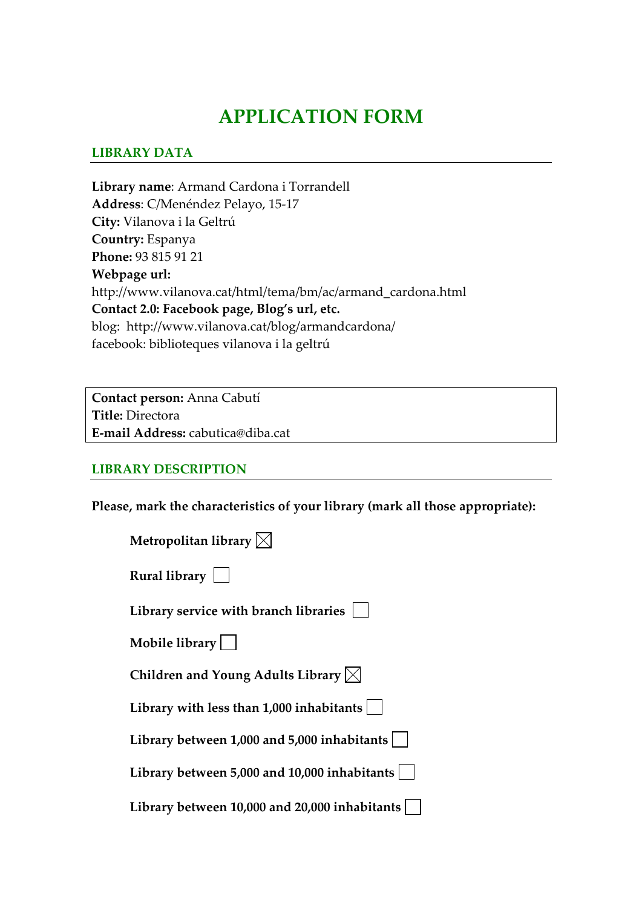# APPLICATION FORM

## LIBRARY DATA

**Library name**: Armand Cardona i Torrandell
**Address**: C/Menéndez Pelayo, 15-17
**City:** Vilanova i la Geltrú
**Country:** Espanya
**Phone:** 93 815 91 21
**Webpage url:**
http://www.vilanova.cat/html/tema/bm/ac/armand_cardona.html
**Contact 2.0: Facebook page, Blog's url, etc.**
blog: http://www.vilanova.cat/blog/armandcardona/
facebook: biblioteques vilanova i la geltrú

**Contact person:** Anna Cabutí
**Title:** Directora
**E-mail Address:** cabutica@diba.cat

## LIBRARY DESCRIPTION

**Please, mark the characteristics of your library (mark all those appropriate):**

- **Metropolitan library** ☒
- **Rural library** ☐
- **Library service with branch libraries** ☐
- **Mobile library** ☐
- **Children and Young Adults Library** ☒
- **Library with less than 1,000 inhabitants** ☐
- **Library between 1,000 and 5,000 inhabitants** ☐
- **Library between 5,000 and 10,000 inhabitants** ☐
- **Library between 10,000 and 20,000 inhabitants** ☐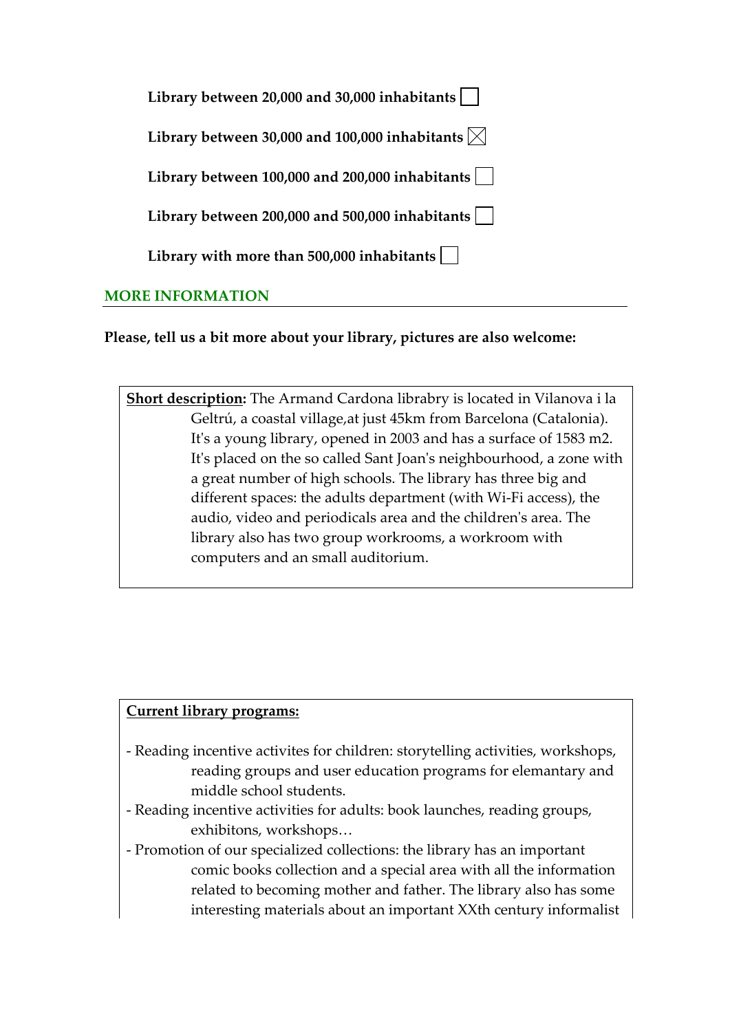**Library between 20,000 and 30,000 inhabitants** ☐

**Library between 30,000 and 100,000 inhabitants** ☒

**Library between 100,000 and 200,000 inhabitants** ☐

**Library between 200,000 and 500,000 inhabitants** ☐

**Library with more than 500,000 inhabitants** ☐

## MORE INFORMATION

**Please, tell us a bit more about your library, pictures are also welcome:**

**Short description:** The Armand Cardona librabry is located in Vilanova i la Geltrú, a coastal village,at just 45km from Barcelona (Catalonia). It's a young library, opened in 2003 and has a surface of 1583 m2. It's placed on the so called Sant Joan's neighbourhood, a zone with a great number of high schools. The library has three big and different spaces: the adults department (with Wi-Fi access), the audio, video and periodicals area and the children's area. The library also has two group workrooms, a workroom with computers and an small auditorium.

**Current library programs:**

- Reading incentive activites for children: storytelling activities, workshops, reading groups and user education programs for elemantary and middle school students.
- Reading incentive activities for adults: book launches, reading groups, exhibitons, workshops…
- Promotion of our specialized collections: the library has an important comic books collection and a special area with all the information related to becoming mother and father. The library also has some interesting materials about an important XXth century informalist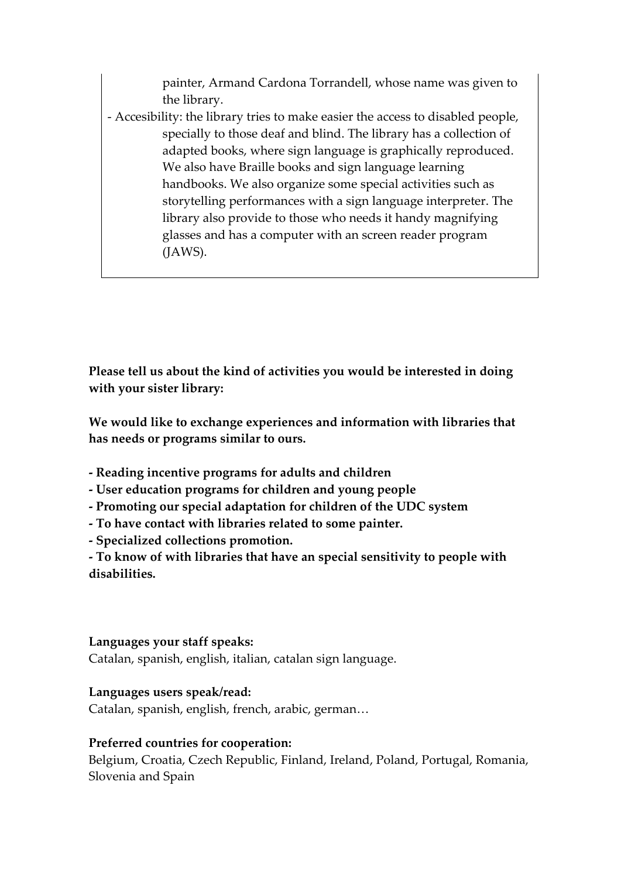painter, Armand Cardona Torrandell, whose name was given to the library.

- Accesibility: the library tries to make easier the access to disabled people, specially to those deaf and blind. The library has a collection of adapted books, where sign language is graphically reproduced. We also have Braille books and sign language learning handbooks. We also organize some special activities such as storytelling performances with a sign language interpreter. The library also provide to those who needs it handy magnifying glasses and has a computer with an screen reader program (JAWS).

**Please tell us about the kind of activities you would be interested in doing with your sister library:**

**We would like to exchange experiences and information with libraries that has needs or programs similar to ours.**

**- Reading incentive programs for adults and children**
**- User education programs for children and young people**
**- Promoting our special adaptation for children of the UDC system**
**- To have contact with libraries related to some painter.**
**- Specialized collections promotion.**
**- To know of with libraries that have an special sensitivity to people with disabilities.**

**Languages your staff speaks:**
Catalan, spanish, english, italian, catalan sign language.

**Languages users speak/read:**
Catalan, spanish, english, french, arabic, german…

**Preferred countries for cooperation:**
Belgium, Croatia, Czech Republic, Finland, Ireland, Poland, Portugal, Romania, Slovenia and Spain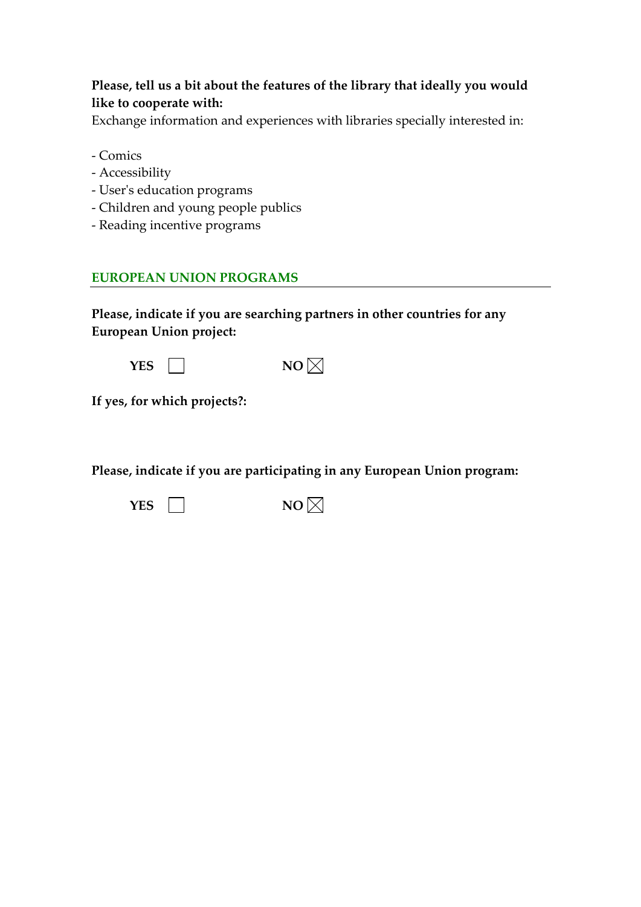**Please, tell us a bit about the features of the library that ideally you would like to cooperate with:**

Exchange information and experiences with libraries specially interested in:

- Comics
- Accessibility
- User's education programs
- Children and young people publics
- Reading incentive programs

## EUROPEAN UNION PROGRAMS

**Please, indicate if you are searching partners in other countries for any European Union project:**

**YES** ☐ **NO** ☒

**If yes, for which projects?:**

**Please, indicate if you are participating in any European Union program:**

**YES** ☐ **NO** ☒